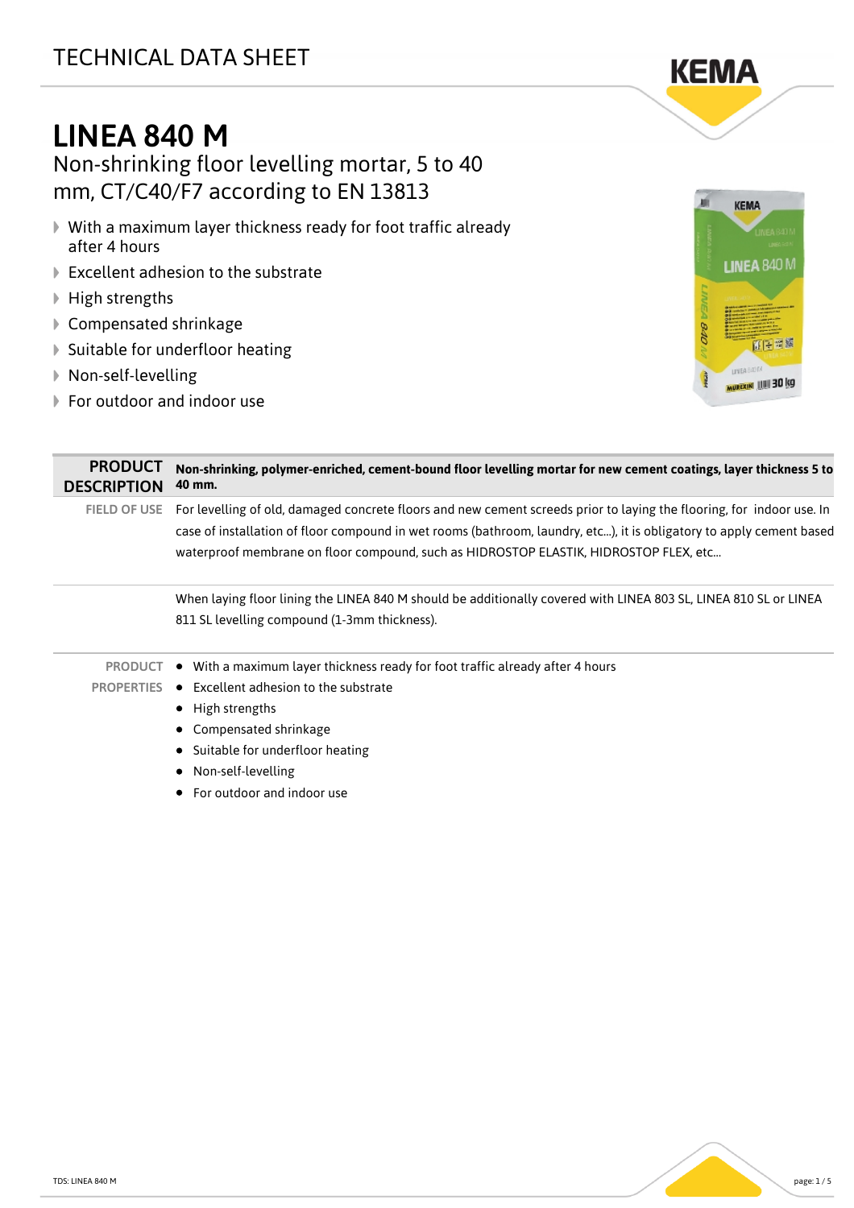TECHNICAL DATA SHEET

KEMA

# LINEA 840 M

## Non-shrinking floor levelling mortar, 5 to 40 mm, CT/C40/F7 according to EN 13813

- With a maximum layer thickness ready for foot traffic already after 4 hours
- Excellent adhesion to the substrate
- High strengths
- Compensated shrinkage
- Suitable for underfloor heating
- Non-self-levelling
- For outdoor and indoor use

**PRODUCT DESCRIPTION**

**Non-shrinking, polymer-enriched, cement-bound floor levelling mortar for new cement coatings, layer thickness 5 to 40 mm.**

**FIELD OF USE**

For levelling of old, damaged concrete floors and new cement screeds prior to laying the flooring, for indoor use. In case of installation of floor compound in wet rooms (bathroom, laundry, etc...), it is obligatory to apply cement based waterproof membrane on floor compound, such as HIDROSTOP ELASTIK, HIDROSTOP FLEX, etc...

When laying floor lining the LINEA 840 M should be additionally covered with LINEA 803 SL, LINEA 810 SL or LINEA 811 SL levelling compound (1-3mm thickness).

**PRODUCT PROPERTIES**

- With a maximum layer thickness ready for foot traffic already after 4 hours
- Excellent adhesion to the substrate
- High strengths
- Compensated shrinkage
- Suitable for underfloor heating
- Non-self-levelling
- For outdoor and indoor use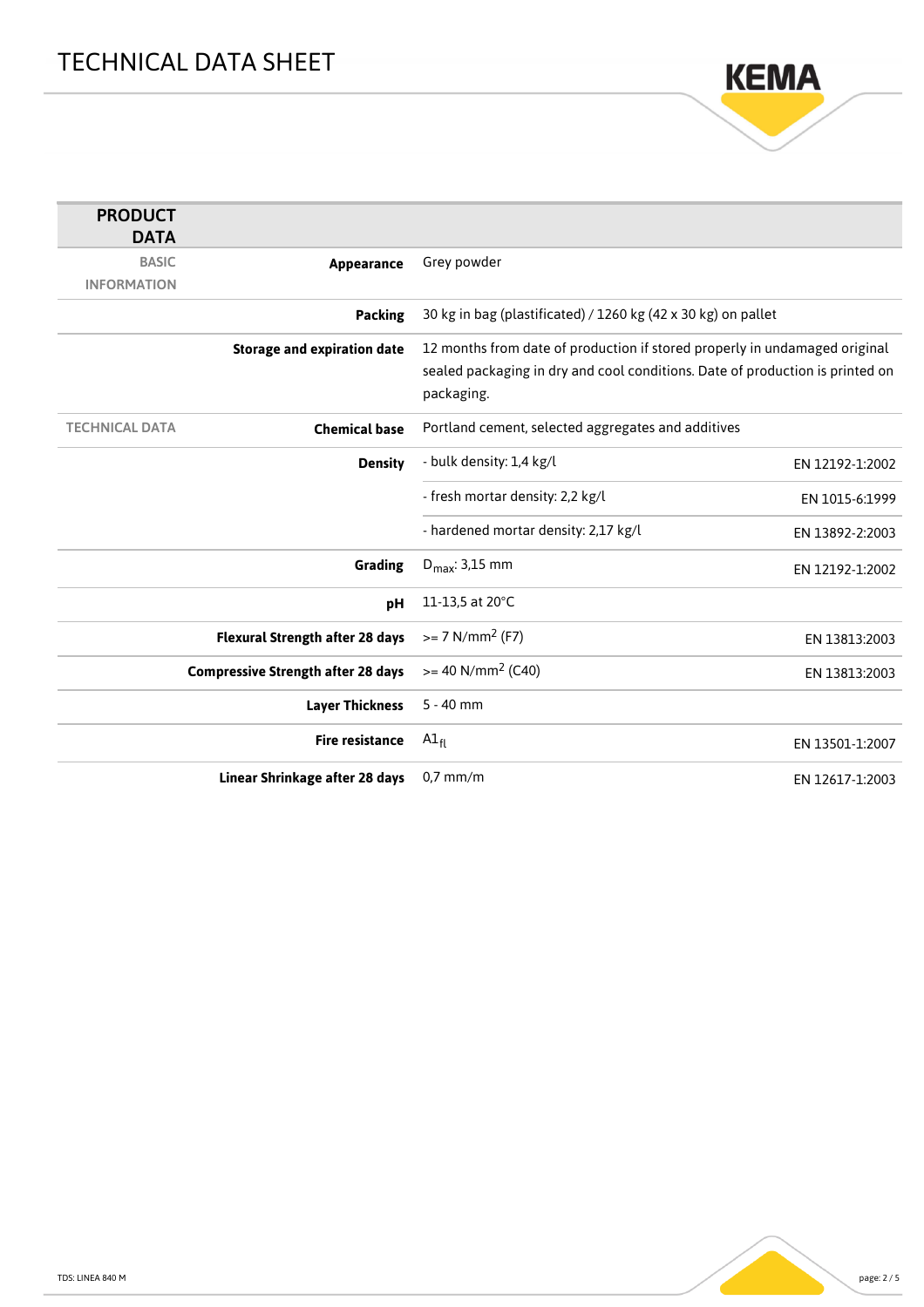# TECHNICAL DATA SHEET

| PRODUCT DATA | | | |
|---|---|---|---|
| BASIC INFORMATION | **Appearance** | Grey powder | |
| | **Packing** | 30 kg in bag (plastificated) / 1260 kg (42 x 30 kg) on pallet | |
| | **Storage and expiration date** | 12 months from date of production if stored properly in undamaged original sealed packaging in dry and cool conditions. Date of production is printed on packaging. | |
| TECHNICAL DATA | **Chemical base** | Portland cement, selected aggregates and additives | |
| | **Density** | - bulk density: 1,4 kg/l | EN 12192-1:2002 |
| | | - fresh mortar density: 2,2 kg/l | EN 1015-6:1999 |
| | | - hardened mortar density: 2,17 kg/l | EN 13892-2:2003 |
| | **Grading** | $D_{max}$: 3,15 mm | EN 12192-1:2002 |
| | **pH** | 11-13,5 at 20°C | |
| | **Flexural Strength after 28 days** | >= 7 N/mm$^2$ (F7) | EN 13813:2003 |
| | **Compressive Strength after 28 days** | >= 40 N/mm$^2$ (C40) | EN 13813:2003 |
| | **Layer Thickness** | 5 - 40 mm | |
| | **Fire resistance** | $A1_{fl}$ | EN 13501-1:2007 |
| | **Linear Shrinkage after 28 days** | 0,7 mm/m | EN 12617-1:2003 |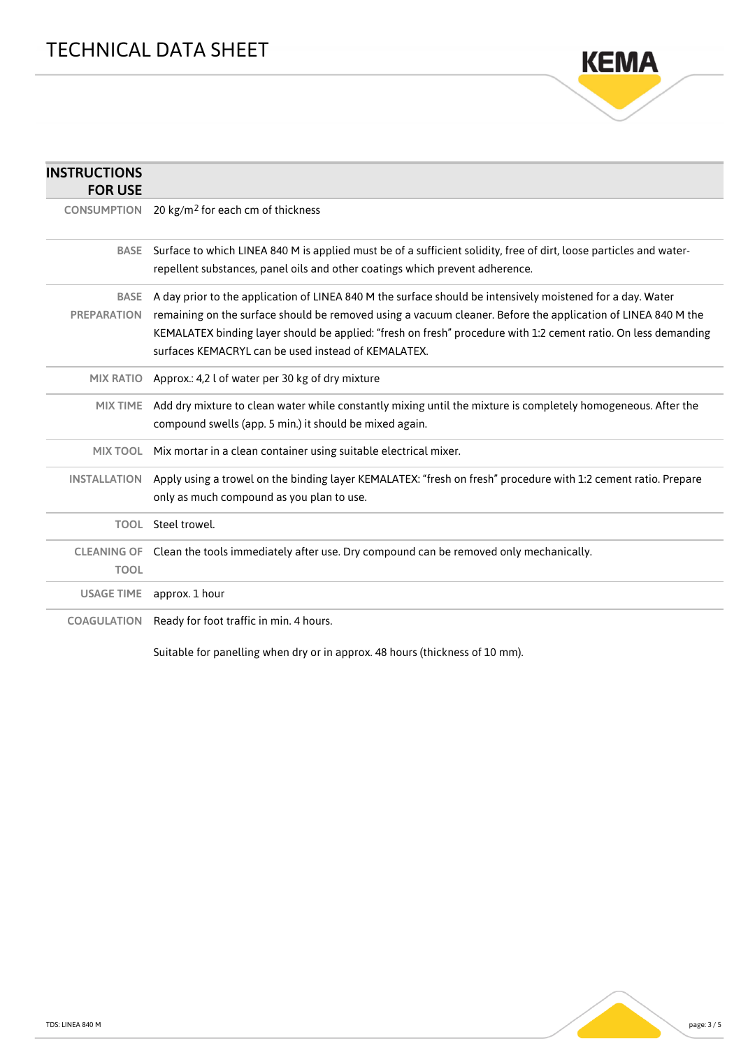# TECHNICAL DATA SHEET

| INSTRUCTIONS FOR USE | |
|---|---|
| CONSUMPTION | 20 kg/m$^2$ for each cm of thickness |
| BASE | Surface to which LINEA 840 M is applied must be of a sufficient solidity, free of dirt, loose particles and water-repellent substances, panel oils and other coatings which prevent adherence. |
| BASE PREPARATION | A day prior to the application of LINEA 840 M the surface should be intensively moistened for a day. Water remaining on the surface should be removed using a vacuum cleaner. Before the application of LINEA 840 M the KEMALATEX binding layer should be applied: "fresh on fresh" procedure with 1:2 cement ratio. On less demanding surfaces KEMACRYL can be used instead of KEMALATEX. |
| MIX RATIO | Approx.: 4,2 l of water per 30 kg of dry mixture |
| MIX TIME | Add dry mixture to clean water while constantly mixing until the mixture is completely homogeneous. After the compound swells (app. 5 min.) it should be mixed again. |
| MIX TOOL | Mix mortar in a clean container using suitable electrical mixer. |
| INSTALLATION | Apply using a trowel on the binding layer KEMALATEX: "fresh on fresh" procedure with 1:2 cement ratio. Prepare only as much compound as you plan to use. |
| TOOL | Steel trowel. |
| CLEANING OF TOOL | Clean the tools immediately after use. Dry compound can be removed only mechanically. |
| USAGE TIME | approx. 1 hour |
| COAGULATION | Ready for foot traffic in min. 4 hours.<br><br>Suitable for panelling when dry or in approx. 48 hours (thickness of 10 mm). |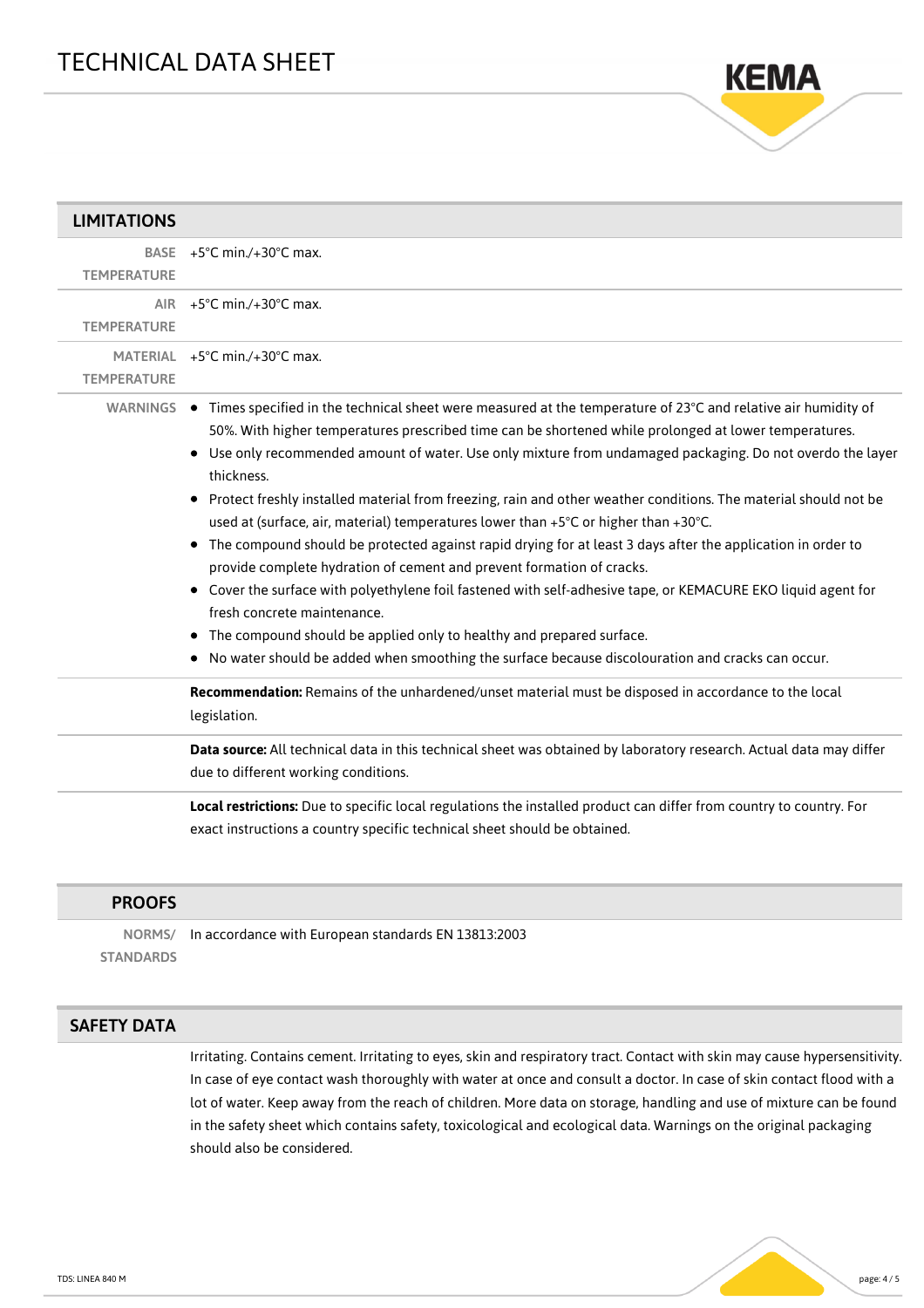## LIMITATIONS

| | |
|---|---|
| BASE TEMPERATURE | +5°C min./+30°C max. |
| AIR TEMPERATURE | +5°C min./+30°C max. |
| MATERIAL TEMPERATURE | +5°C min./+30°C max. |

**WARNINGS**

- Times specified in the technical sheet were measured at the temperature of 23°C and relative air humidity of 50%. With higher temperatures prescribed time can be shortened while prolonged at lower temperatures.
- Use only recommended amount of water. Use only mixture from undamaged packaging. Do not overdo the layer thickness.
- Protect freshly installed material from freezing, rain and other weather conditions. The material should not be used at (surface, air, material) temperatures lower than +5°C or higher than +30°C.
- The compound should be protected against rapid drying for at least 3 days after the application in order to provide complete hydration of cement and prevent formation of cracks.
- Cover the surface with polyethylene foil fastened with self-adhesive tape, or KEMACURE EKO liquid agent for fresh concrete maintenance.
- The compound should be applied only to healthy and prepared surface.
- No water should be added when smoothing the surface because discolouration and cracks can occur.

**Recommendation:** Remains of the unhardened/unset material must be disposed in accordance to the local legislation.

**Data source:** All technical data in this technical sheet was obtained by laboratory research. Actual data may differ due to different working conditions.

**Local restrictions:** Due to specific local regulations the installed product can differ from country to country. For exact instructions a country specific technical sheet should be obtained.

## PROOFS

| | |
|---|---|
| NORMS/ STANDARDS | In accordance with European standards EN 13813:2003 |

## SAFETY DATA

Irritating. Contains cement. Irritating to eyes, skin and respiratory tract. Contact with skin may cause hypersensitivity. In case of eye contact wash thoroughly with water at once and consult a doctor. In case of skin contact flood with a lot of water. Keep away from the reach of children. More data on storage, handling and use of mixture can be found in the safety sheet which contains safety, toxicological and ecological data. Warnings on the original packaging should also be considered.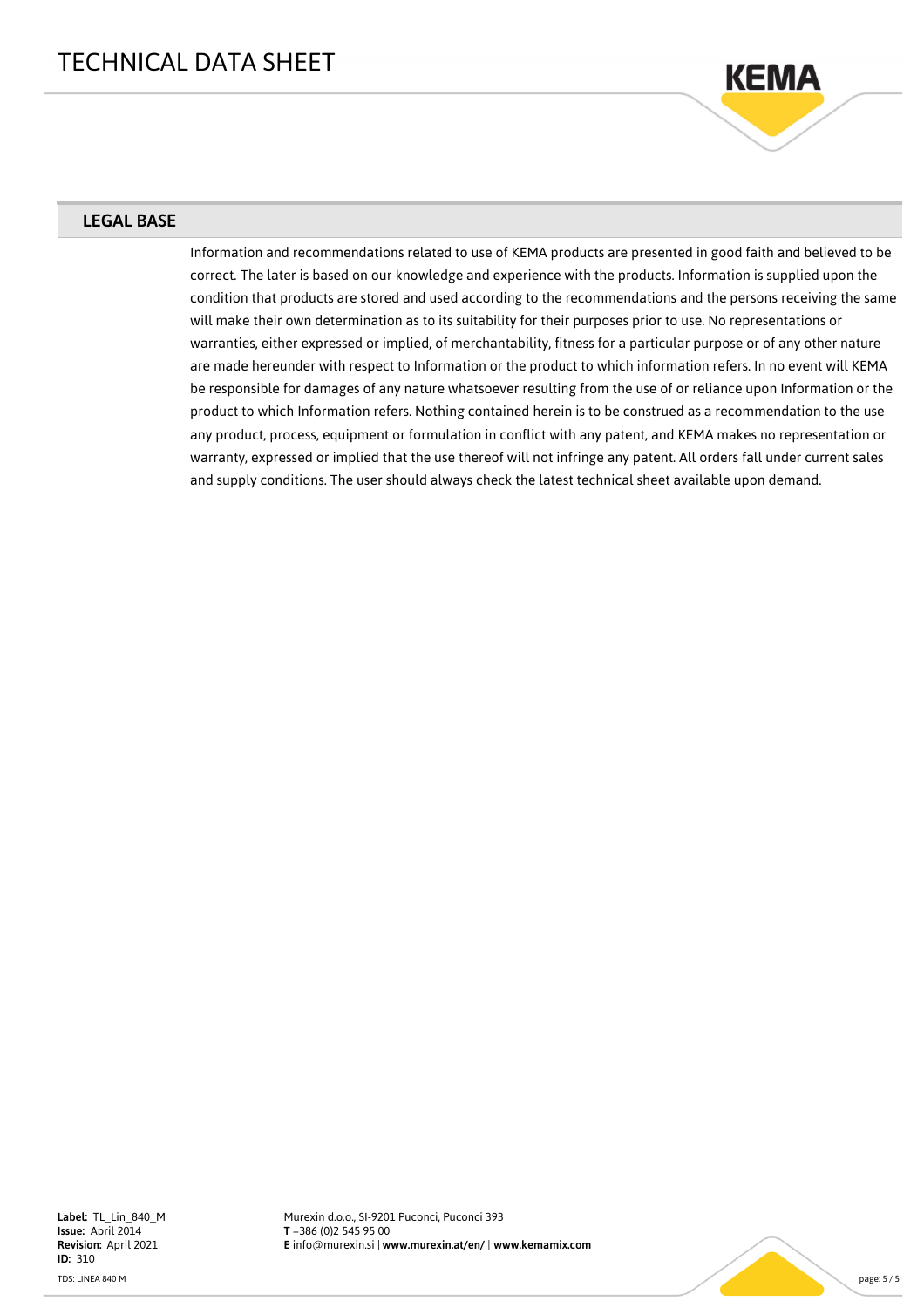## LEGAL BASE

Information and recommendations related to use of KEMA products are presented in good faith and believed to be correct. The later is based on our knowledge and experience with the products. Information is supplied upon the condition that products are stored and used according to the recommendations and the persons receiving the same will make their own determination as to its suitability for their purposes prior to use. No representations or warranties, either expressed or implied, of merchantability, fitness for a particular purpose or of any other nature are made hereunder with respect to Information or the product to which information refers. In no event will KEMA be responsible for damages of any nature whatsoever resulting from the use of or reliance upon Information or the product to which Information refers. Nothing contained herein is to be construed as a recommendation to the use any product, process, equipment or formulation in conflict with any patent, and KEMA makes no representation or warranty, expressed or implied that the use thereof will not infringe any patent. All orders fall under current sales and supply conditions. The user should always check the latest technical sheet available upon demand.

**Label:** TL_Lin_840_M
**Issue:** April 2014
**Revision:** April 2021
**ID:** 310

Murexin d.o.o., SI-9201 Puconci, Puconci 393
**T** +386 (0)2 545 95 00
**E** info@murexin.si | **www.murexin.at/en/** | **www.kemamix.com**